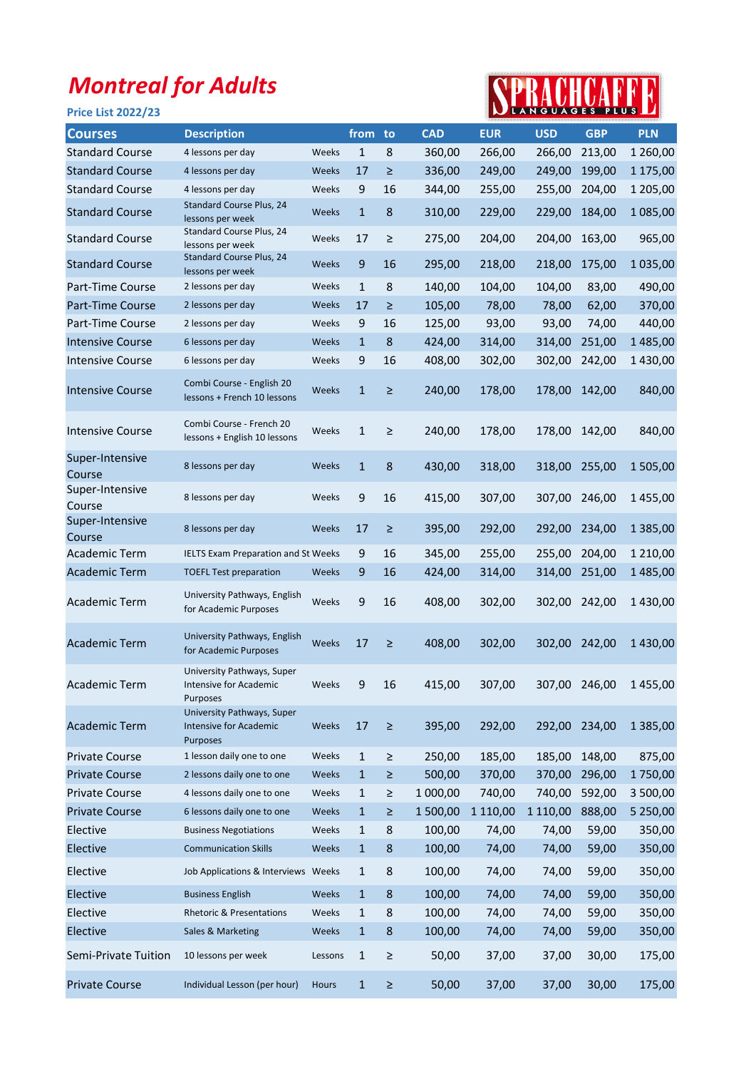# *Montreal for Adults*

**Price List 2022/23**

| Courses | Description | | from | to | CAD | EUR | USD | GBP | PLN |
|---|---|---|---|---|---|---|---|---|---|
| Standard Course | 4 lessons per day | Weeks | 1 | 8 | 360,00 | 266,00 | 266,00 | 213,00 | 1 260,00 |
| Standard Course | 4 lessons per day | Weeks | 17 | ≥ | 336,00 | 249,00 | 249,00 | 199,00 | 1 175,00 |
| Standard Course | 4 lessons per day | Weeks | 9 | 16 | 344,00 | 255,00 | 255,00 | 204,00 | 1 205,00 |
| Standard Course | Standard Course Plus, 24 lessons per week | Weeks | 1 | 8 | 310,00 | 229,00 | 229,00 | 184,00 | 1 085,00 |
| Standard Course | Standard Course Plus, 24 lessons per week | Weeks | 17 | ≥ | 275,00 | 204,00 | 204,00 | 163,00 | 965,00 |
| Standard Course | Standard Course Plus, 24 lessons per week | Weeks | 9 | 16 | 295,00 | 218,00 | 218,00 | 175,00 | 1 035,00 |
| Part-Time Course | 2 lessons per day | Weeks | 1 | 8 | 140,00 | 104,00 | 104,00 | 83,00 | 490,00 |
| Part-Time Course | 2 lessons per day | Weeks | 17 | ≥ | 105,00 | 78,00 | 78,00 | 62,00 | 370,00 |
| Part-Time Course | 2 lessons per day | Weeks | 9 | 16 | 125,00 | 93,00 | 93,00 | 74,00 | 440,00 |
| Intensive Course | 6 lessons per day | Weeks | 1 | 8 | 424,00 | 314,00 | 314,00 | 251,00 | 1 485,00 |
| Intensive Course | 6 lessons per day | Weeks | 9 | 16 | 408,00 | 302,00 | 302,00 | 242,00 | 1 430,00 |
| Intensive Course | Combi Course - English 20 lessons + French 10 lessons | Weeks | 1 | ≥ | 240,00 | 178,00 | 178,00 | 142,00 | 840,00 |
| Intensive Course | Combi Course - French 20 lessons + English 10 lessons | Weeks | 1 | ≥ | 240,00 | 178,00 | 178,00 | 142,00 | 840,00 |
| Super-Intensive Course | 8 lessons per day | Weeks | 1 | 8 | 430,00 | 318,00 | 318,00 | 255,00 | 1 505,00 |
| Super-Intensive Course | 8 lessons per day | Weeks | 9 | 16 | 415,00 | 307,00 | 307,00 | 246,00 | 1 455,00 |
| Super-Intensive Course | 8 lessons per day | Weeks | 17 | ≥ | 395,00 | 292,00 | 292,00 | 234,00 | 1 385,00 |
| Academic Term | IELTS Exam Preparation and St | Weeks | 9 | 16 | 345,00 | 255,00 | 255,00 | 204,00 | 1 210,00 |
| Academic Term | TOEFL Test preparation | Weeks | 9 | 16 | 424,00 | 314,00 | 314,00 | 251,00 | 1 485,00 |
| Academic Term | University Pathways, English for Academic Purposes | Weeks | 9 | 16 | 408,00 | 302,00 | 302,00 | 242,00 | 1 430,00 |
| Academic Term | University Pathways, English for Academic Purposes | Weeks | 17 | ≥ | 408,00 | 302,00 | 302,00 | 242,00 | 1 430,00 |
| Academic Term | University Pathways, Super Intensive for Academic Purposes | Weeks | 9 | 16 | 415,00 | 307,00 | 307,00 | 246,00 | 1 455,00 |
| Academic Term | University Pathways, Super Intensive for Academic Purposes | Weeks | 17 | ≥ | 395,00 | 292,00 | 292,00 | 234,00 | 1 385,00 |
| Private Course | 1 lesson daily one to one | Weeks | 1 | ≥ | 250,00 | 185,00 | 185,00 | 148,00 | 875,00 |
| Private Course | 2 lessons daily one to one | Weeks | 1 | ≥ | 500,00 | 370,00 | 370,00 | 296,00 | 1 750,00 |
| Private Course | 4 lessons daily one to one | Weeks | 1 | ≥ | 1 000,00 | 740,00 | 740,00 | 592,00 | 3 500,00 |
| Private Course | 6 lessons daily one to one | Weeks | 1 | ≥ | 1 500,00 | 1 110,00 | 1 110,00 | 888,00 | 5 250,00 |
| Elective | Business Negotiations | Weeks | 1 | 8 | 100,00 | 74,00 | 74,00 | 59,00 | 350,00 |
| Elective | Communication Skills | Weeks | 1 | 8 | 100,00 | 74,00 | 74,00 | 59,00 | 350,00 |
| Elective | Job Applications & Interviews | Weeks | 1 | 8 | 100,00 | 74,00 | 74,00 | 59,00 | 350,00 |
| Elective | Business English | Weeks | 1 | 8 | 100,00 | 74,00 | 74,00 | 59,00 | 350,00 |
| Elective | Rhetoric & Presentations | Weeks | 1 | 8 | 100,00 | 74,00 | 74,00 | 59,00 | 350,00 |
| Elective | Sales & Marketing | Weeks | 1 | 8 | 100,00 | 74,00 | 74,00 | 59,00 | 350,00 |
| Semi-Private Tuition | 10 lessons per week | Lessons | 1 | ≥ | 50,00 | 37,00 | 37,00 | 30,00 | 175,00 |
| Private Course | Individual Lesson (per hour) | Hours | 1 | ≥ | 50,00 | 37,00 | 37,00 | 30,00 | 175,00 |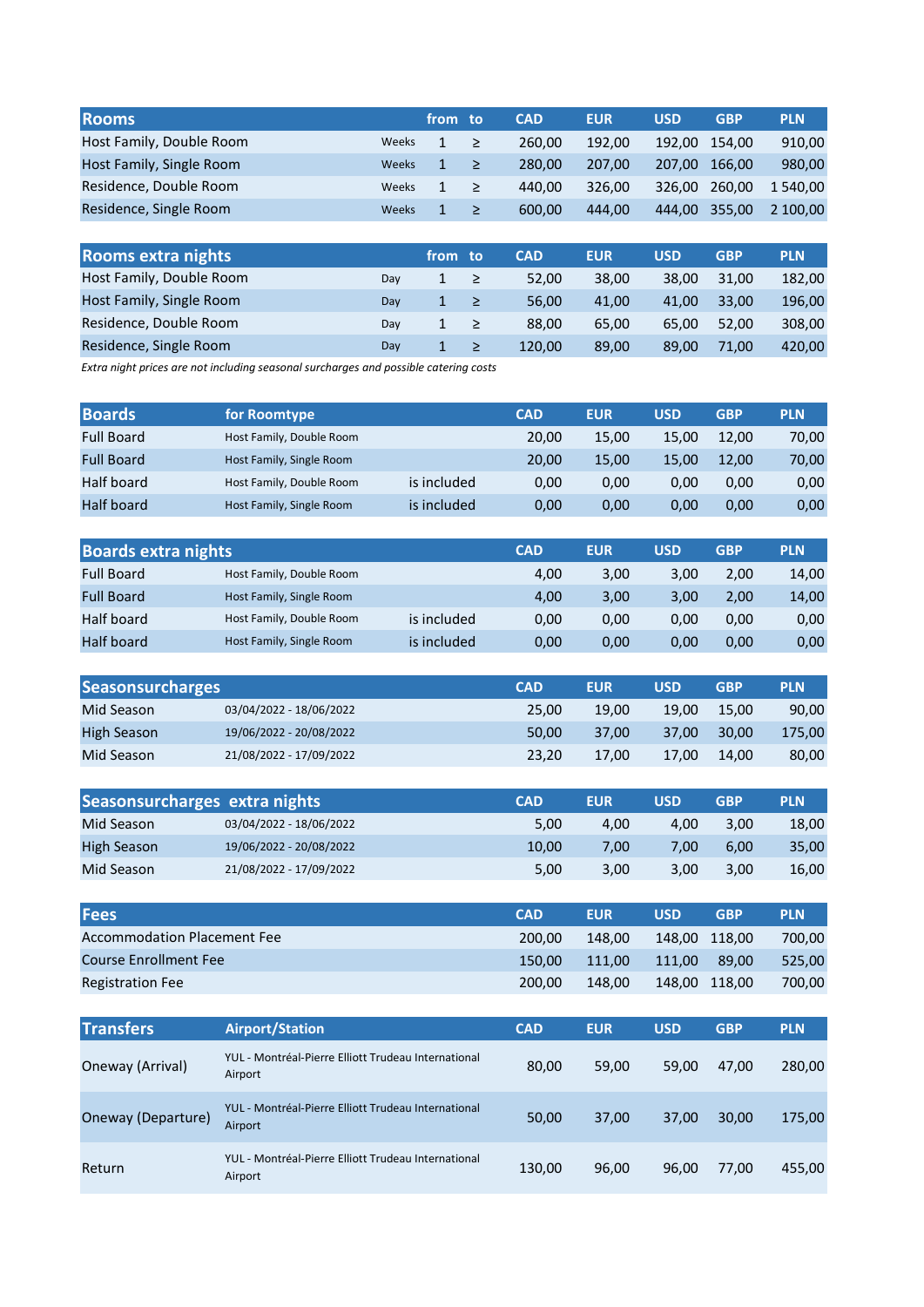| Rooms | | from | to | CAD | EUR | USD | GBP | PLN |
|---|---|---|---|---|---|---|---|---|
| Host Family, Double Room | Weeks | 1 | ≥ | 260,00 | 192,00 | 192,00 | 154,00 | 910,00 |
| Host Family, Single Room | Weeks | 1 | ≥ | 280,00 | 207,00 | 207,00 | 166,00 | 980,00 |
| Residence, Double Room | Weeks | 1 | ≥ | 440,00 | 326,00 | 326,00 | 260,00 | 1 540,00 |
| Residence, Single Room | Weeks | 1 | ≥ | 600,00 | 444,00 | 444,00 | 355,00 | 2 100,00 |

| Rooms extra nights | | from | to | CAD | EUR | USD | GBP | PLN |
|---|---|---|---|---|---|---|---|---|
| Host Family, Double Room | Day | 1 | ≥ | 52,00 | 38,00 | 38,00 | 31,00 | 182,00 |
| Host Family, Single Room | Day | 1 | ≥ | 56,00 | 41,00 | 41,00 | 33,00 | 196,00 |
| Residence, Double Room | Day | 1 | ≥ | 88,00 | 65,00 | 65,00 | 52,00 | 308,00 |
| Residence, Single Room | Day | 1 | ≥ | 120,00 | 89,00 | 89,00 | 71,00 | 420,00 |

*Extra night prices are not including seasonal surcharges and possible catering costs*

| Boards | for Roomtype | | CAD | EUR | USD | GBP | PLN |
|---|---|---|---|---|---|---|---|
| Full Board | Host Family, Double Room | | 20,00 | 15,00 | 15,00 | 12,00 | 70,00 |
| Full Board | Host Family, Single Room | | 20,00 | 15,00 | 15,00 | 12,00 | 70,00 |
| Half board | Host Family, Double Room | is included | 0,00 | 0,00 | 0,00 | 0,00 | 0,00 |
| Half board | Host Family, Single Room | is included | 0,00 | 0,00 | 0,00 | 0,00 | 0,00 |

| Boards extra nights | | | CAD | EUR | USD | GBP | PLN |
|---|---|---|---|---|---|---|---|
| Full Board | Host Family, Double Room | | 4,00 | 3,00 | 3,00 | 2,00 | 14,00 |
| Full Board | Host Family, Single Room | | 4,00 | 3,00 | 3,00 | 2,00 | 14,00 |
| Half board | Host Family, Double Room | is included | 0,00 | 0,00 | 0,00 | 0,00 | 0,00 |
| Half board | Host Family, Single Room | is included | 0,00 | 0,00 | 0,00 | 0,00 | 0,00 |

| Seasonsurcharges | | CAD | EUR | USD | GBP | PLN |
|---|---|---|---|---|---|---|
| Mid Season | 03/04/2022 - 18/06/2022 | 25,00 | 19,00 | 19,00 | 15,00 | 90,00 |
| High Season | 19/06/2022 - 20/08/2022 | 50,00 | 37,00 | 37,00 | 30,00 | 175,00 |
| Mid Season | 21/08/2022 - 17/09/2022 | 23,20 | 17,00 | 17,00 | 14,00 | 80,00 |

| Seasonsurcharges extra nights | | CAD | EUR | USD | GBP | PLN |
|---|---|---|---|---|---|---|
| Mid Season | 03/04/2022 - 18/06/2022 | 5,00 | 4,00 | 4,00 | 3,00 | 18,00 |
| High Season | 19/06/2022 - 20/08/2022 | 10,00 | 7,00 | 7,00 | 6,00 | 35,00 |
| Mid Season | 21/08/2022 - 17/09/2022 | 5,00 | 3,00 | 3,00 | 3,00 | 16,00 |

| Fees | CAD | EUR | USD | GBP | PLN |
|---|---|---|---|---|---|
| Accommodation Placement Fee | 200,00 | 148,00 | 148,00 | 118,00 | 700,00 |
| Course Enrollment Fee | 150,00 | 111,00 | 111,00 | 89,00 | 525,00 |
| Registration Fee | 200,00 | 148,00 | 148,00 | 118,00 | 700,00 |

| Transfers | Airport/Station | CAD | EUR | USD | GBP | PLN |
|---|---|---|---|---|---|---|
| Oneway (Arrival) | YUL - Montréal-Pierre Elliott Trudeau International Airport | 80,00 | 59,00 | 59,00 | 47,00 | 280,00 |
| Oneway (Departure) | YUL - Montréal-Pierre Elliott Trudeau International Airport | 50,00 | 37,00 | 37,00 | 30,00 | 175,00 |
| Return | YUL - Montréal-Pierre Elliott Trudeau International Airport | 130,00 | 96,00 | 96,00 | 77,00 | 455,00 |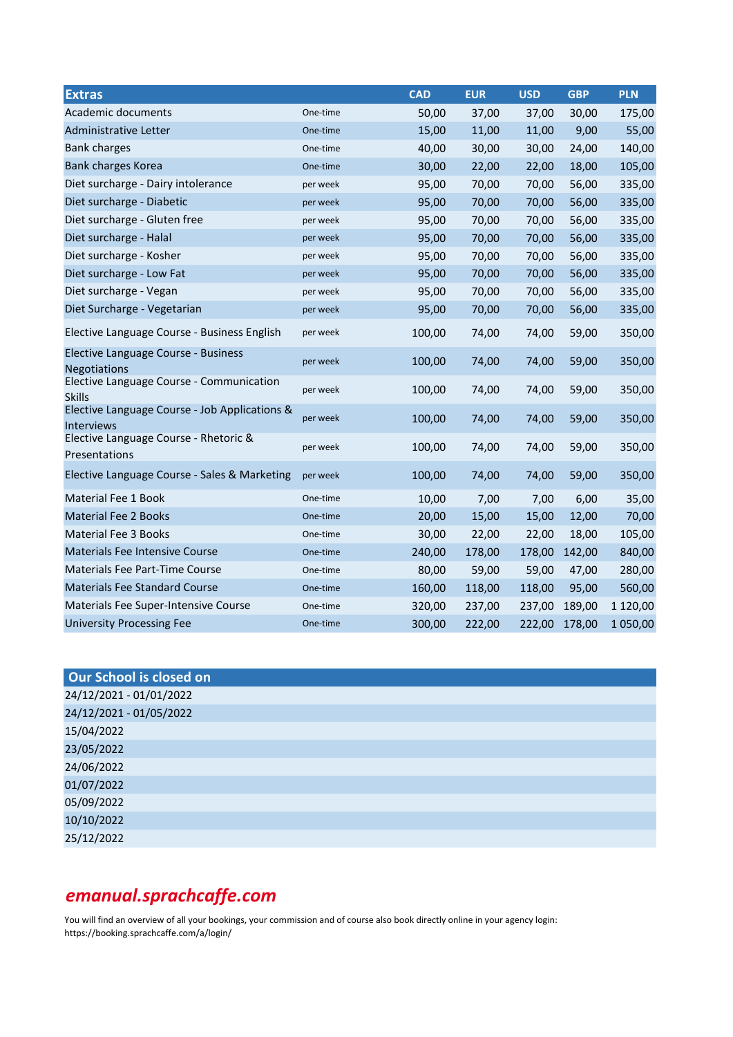| Extras | | CAD | EUR | USD | GBP | PLN |
|---|---|---|---|---|---|---|
| Academic documents | One-time | 50,00 | 37,00 | 37,00 | 30,00 | 175,00 |
| Administrative Letter | One-time | 15,00 | 11,00 | 11,00 | 9,00 | 55,00 |
| Bank charges | One-time | 40,00 | 30,00 | 30,00 | 24,00 | 140,00 |
| Bank charges Korea | One-time | 30,00 | 22,00 | 22,00 | 18,00 | 105,00 |
| Diet surcharge - Dairy intolerance | per week | 95,00 | 70,00 | 70,00 | 56,00 | 335,00 |
| Diet surcharge - Diabetic | per week | 95,00 | 70,00 | 70,00 | 56,00 | 335,00 |
| Diet surcharge - Gluten free | per week | 95,00 | 70,00 | 70,00 | 56,00 | 335,00 |
| Diet surcharge - Halal | per week | 95,00 | 70,00 | 70,00 | 56,00 | 335,00 |
| Diet surcharge - Kosher | per week | 95,00 | 70,00 | 70,00 | 56,00 | 335,00 |
| Diet surcharge - Low Fat | per week | 95,00 | 70,00 | 70,00 | 56,00 | 335,00 |
| Diet surcharge - Vegan | per week | 95,00 | 70,00 | 70,00 | 56,00 | 335,00 |
| Diet Surcharge - Vegetarian | per week | 95,00 | 70,00 | 70,00 | 56,00 | 335,00 |
| Elective Language Course - Business English | per week | 100,00 | 74,00 | 74,00 | 59,00 | 350,00 |
| Elective Language Course - Business Negotiations | per week | 100,00 | 74,00 | 74,00 | 59,00 | 350,00 |
| Elective Language Course - Communication Skills | per week | 100,00 | 74,00 | 74,00 | 59,00 | 350,00 |
| Elective Language Course - Job Applications & Interviews | per week | 100,00 | 74,00 | 74,00 | 59,00 | 350,00 |
| Elective Language Course - Rhetoric & Presentations | per week | 100,00 | 74,00 | 74,00 | 59,00 | 350,00 |
| Elective Language Course - Sales & Marketing | per week | 100,00 | 74,00 | 74,00 | 59,00 | 350,00 |
| Material Fee 1 Book | One-time | 10,00 | 7,00 | 7,00 | 6,00 | 35,00 |
| Material Fee 2 Books | One-time | 20,00 | 15,00 | 15,00 | 12,00 | 70,00 |
| Material Fee 3 Books | One-time | 30,00 | 22,00 | 22,00 | 18,00 | 105,00 |
| Materials Fee Intensive Course | One-time | 240,00 | 178,00 | 178,00 | 142,00 | 840,00 |
| Materials Fee Part-Time Course | One-time | 80,00 | 59,00 | 59,00 | 47,00 | 280,00 |
| Materials Fee Standard Course | One-time | 160,00 | 118,00 | 118,00 | 95,00 | 560,00 |
| Materials Fee Super-Intensive Course | One-time | 320,00 | 237,00 | 237,00 | 189,00 | 1 120,00 |
| University Processing Fee | One-time | 300,00 | 222,00 | 222,00 | 178,00 | 1 050,00 |

| Our School is closed on |
|---|
| 24/12/2021 - 01/01/2022 |
| 24/12/2021 - 01/05/2022 |
| 15/04/2022 |
| 23/05/2022 |
| 24/06/2022 |
| 01/07/2022 |
| 05/09/2022 |
| 10/10/2022 |
| 25/12/2022 |

## *emanual.sprachcaffe.com*

You will find an overview of all your bookings, your commission and of course also book directly online in your agency login:
https://booking.sprachcaffe.com/a/login/